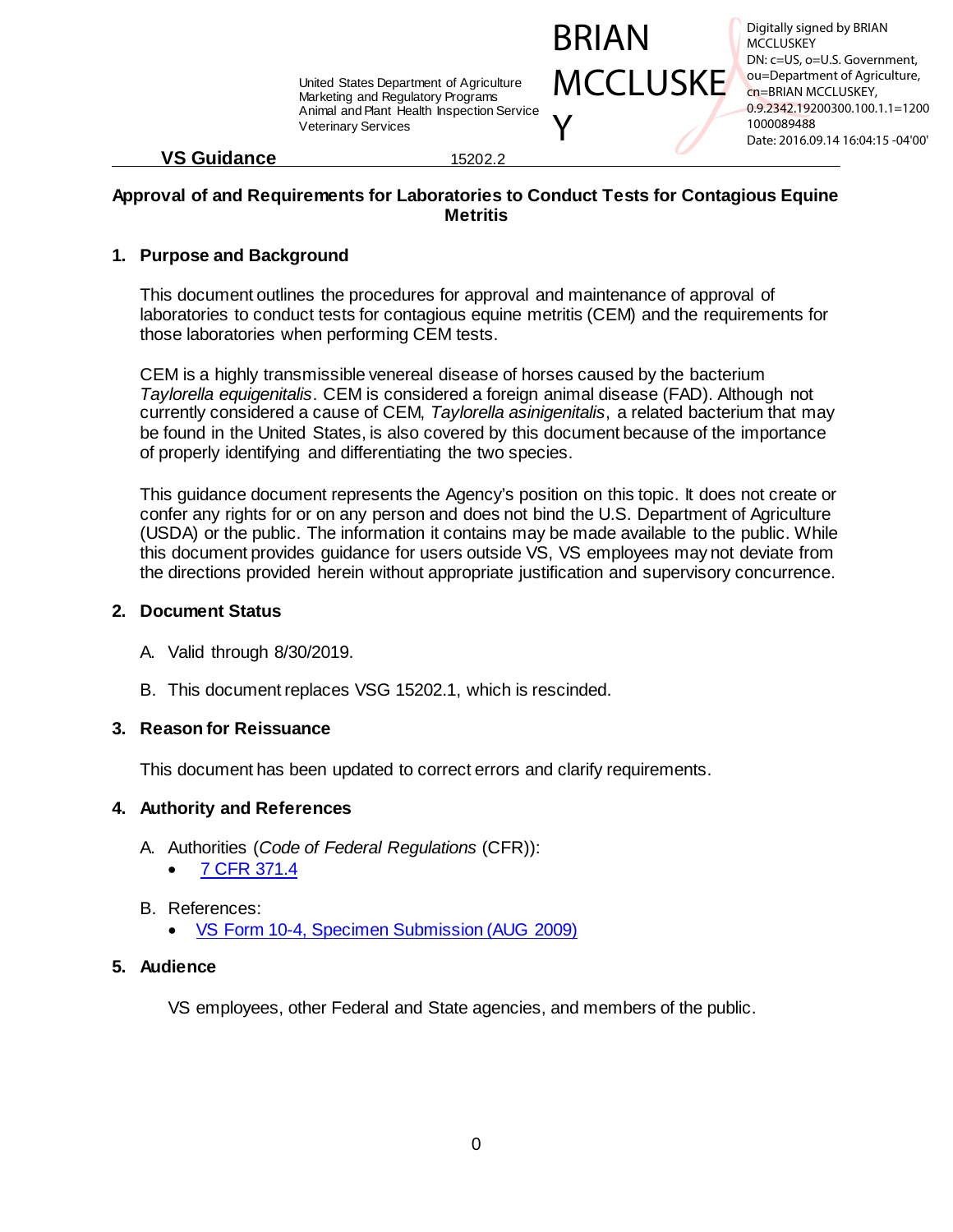United States Department of Agriculture
Marketing and Regulatory Programs
Animal and Plant Health Inspection Service
Veterinary Services

BRIAN MCCLUSKEY

Digitally signed by BRIAN MCCLUSKEY
DN: c=US, o=U.S. Government, ou=Department of Agriculture, cn=BRIAN MCCLUSKEY, 0.9.2342.19200300.100.1.1=12001000089488
Date: 2016.09.14 16:04:15 -04'00'

**VS Guidance** 15202.2

# Approval of and Requirements for Laboratories to Conduct Tests for Contagious Equine Metritis

## 1. Purpose and Background

This document outlines the procedures for approval and maintenance of approval of laboratories to conduct tests for contagious equine metritis (CEM) and the requirements for those laboratories when performing CEM tests.

CEM is a highly transmissible venereal disease of horses caused by the bacterium *Taylorella equigenitalis*. CEM is considered a foreign animal disease (FAD). Although not currently considered a cause of CEM, *Taylorella asinigenitalis*, a related bacterium that may be found in the United States, is also covered by this document because of the importance of properly identifying and differentiating the two species.

This guidance document represents the Agency's position on this topic. It does not create or confer any rights for or on any person and does not bind the U.S. Department of Agriculture (USDA) or the public. The information it contains may be made available to the public. While this document provides guidance for users outside VS, VS employees may not deviate from the directions provided herein without appropriate justification and supervisory concurrence.

## 2. Document Status

A. Valid through 8/30/2019.

B. This document replaces VSG 15202.1, which is rescinded.

## 3. Reason for Reissuance

This document has been updated to correct errors and clarify requirements.

## 4. Authority and References

A. Authorities (*Code of Federal Regulations* (CFR)):
- 7 CFR 371.4

B. References:
- VS Form 10-4, Specimen Submission (AUG 2009)

## 5. Audience

VS employees, other Federal and State agencies, and members of the public.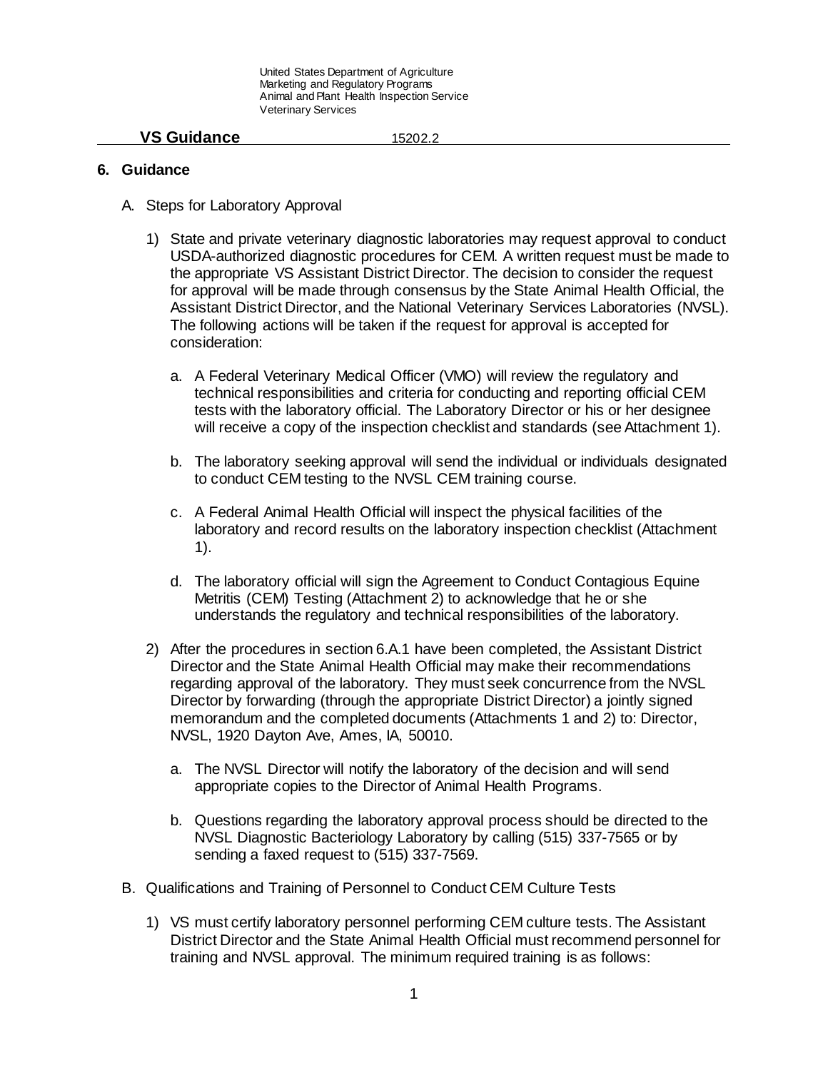## 6. Guidance

A. Steps for Laboratory Approval

1) State and private veterinary diagnostic laboratories may request approval to conduct USDA-authorized diagnostic procedures for CEM. A written request must be made to the appropriate VS Assistant District Director. The decision to consider the request for approval will be made through consensus by the State Animal Health Official, the Assistant District Director, and the National Veterinary Services Laboratories (NVSL). The following actions will be taken if the request for approval is accepted for consideration:

   a. A Federal Veterinary Medical Officer (VMO) will review the regulatory and technical responsibilities and criteria for conducting and reporting official CEM tests with the laboratory official. The Laboratory Director or his or her designee will receive a copy of the inspection checklist and standards (see Attachment 1).

   b. The laboratory seeking approval will send the individual or individuals designated to conduct CEM testing to the NVSL CEM training course.

   c. A Federal Animal Health Official will inspect the physical facilities of the laboratory and record results on the laboratory inspection checklist (Attachment 1).

   d. The laboratory official will sign the Agreement to Conduct Contagious Equine Metritis (CEM) Testing (Attachment 2) to acknowledge that he or she understands the regulatory and technical responsibilities of the laboratory.

2) After the procedures in section 6.A.1 have been completed, the Assistant District Director and the State Animal Health Official may make their recommendations regarding approval of the laboratory. They must seek concurrence from the NVSL Director by forwarding (through the appropriate District Director) a jointly signed memorandum and the completed documents (Attachments 1 and 2) to: Director, NVSL, 1920 Dayton Ave, Ames, IA, 50010.

   a. The NVSL Director will notify the laboratory of the decision and will send appropriate copies to the Director of Animal Health Programs.

   b. Questions regarding the laboratory approval process should be directed to the NVSL Diagnostic Bacteriology Laboratory by calling (515) 337-7565 or by sending a faxed request to (515) 337-7569.

B. Qualifications and Training of Personnel to Conduct CEM Culture Tests

1) VS must certify laboratory personnel performing CEM culture tests. The Assistant District Director and the State Animal Health Official must recommend personnel for training and NVSL approval. The minimum required training is as follows: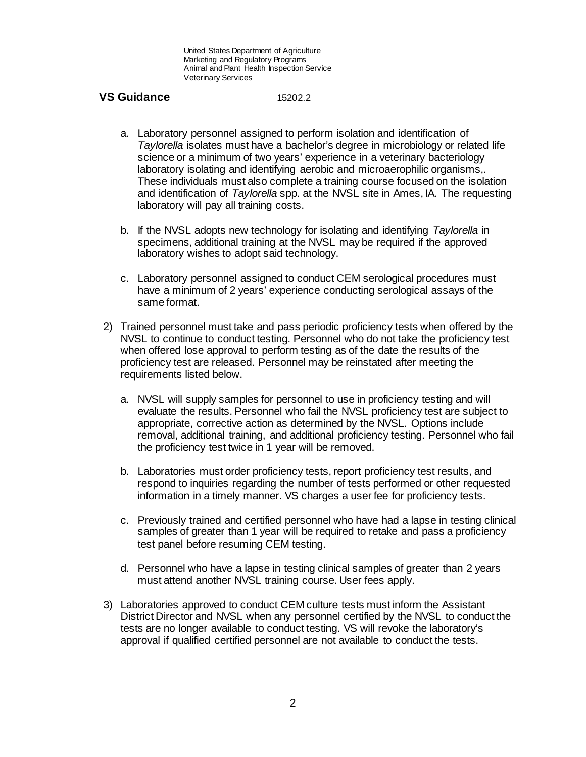a. Laboratory personnel assigned to perform isolation and identification of *Taylorella* isolates must have a bachelor's degree in microbiology or related life science or a minimum of two years' experience in a veterinary bacteriology laboratory isolating and identifying aerobic and microaerophilic organisms,. These individuals must also complete a training course focused on the isolation and identification of *Taylorella* spp. at the NVSL site in Ames, IA. The requesting laboratory will pay all training costs.

b. If the NVSL adopts new technology for isolating and identifying *Taylorella* in specimens, additional training at the NVSL may be required if the approved laboratory wishes to adopt said technology.

c. Laboratory personnel assigned to conduct CEM serological procedures must have a minimum of 2 years' experience conducting serological assays of the same format.

2) Trained personnel must take and pass periodic proficiency tests when offered by the NVSL to continue to conduct testing. Personnel who do not take the proficiency test when offered lose approval to perform testing as of the date the results of the proficiency test are released. Personnel may be reinstated after meeting the requirements listed below.

   a. NVSL will supply samples for personnel to use in proficiency testing and will evaluate the results. Personnel who fail the NVSL proficiency test are subject to appropriate, corrective action as determined by the NVSL. Options include removal, additional training, and additional proficiency testing. Personnel who fail the proficiency test twice in 1 year will be removed.

   b. Laboratories must order proficiency tests, report proficiency test results, and respond to inquiries regarding the number of tests performed or other requested information in a timely manner. VS charges a user fee for proficiency tests.

   c. Previously trained and certified personnel who have had a lapse in testing clinical samples of greater than 1 year will be required to retake and pass a proficiency test panel before resuming CEM testing.

   d. Personnel who have a lapse in testing clinical samples of greater than 2 years must attend another NVSL training course. User fees apply.

3) Laboratories approved to conduct CEM culture tests must inform the Assistant District Director and NVSL when any personnel certified by the NVSL to conduct the tests are no longer available to conduct testing. VS will revoke the laboratory's approval if qualified certified personnel are not available to conduct the tests.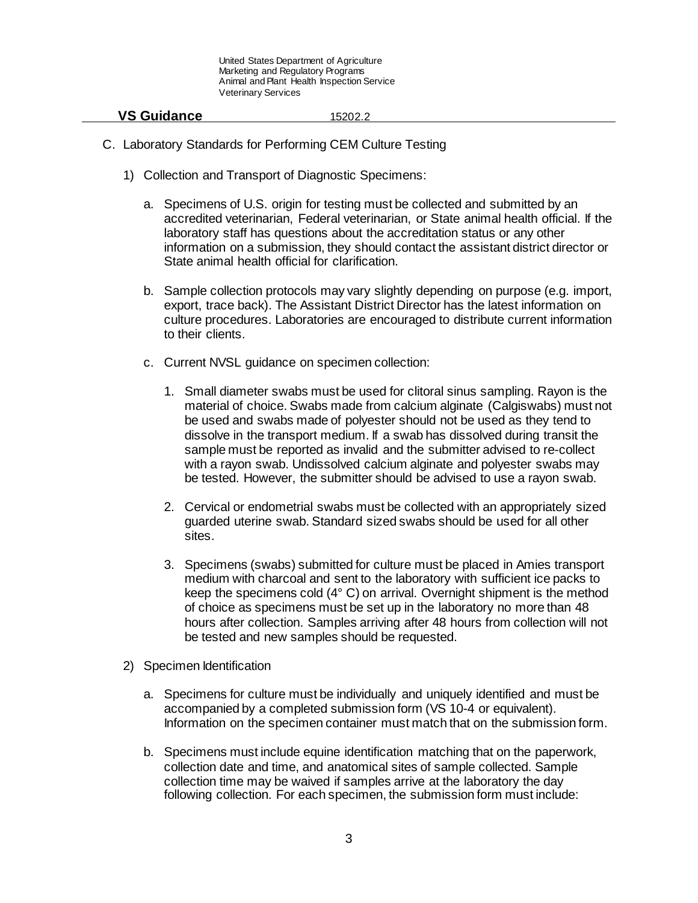C. Laboratory Standards for Performing CEM Culture Testing

1) Collection and Transport of Diagnostic Specimens:

   a. Specimens of U.S. origin for testing must be collected and submitted by an accredited veterinarian, Federal veterinarian, or State animal health official. If the laboratory staff has questions about the accreditation status or any other information on a submission, they should contact the assistant district director or State animal health official for clarification.

   b. Sample collection protocols may vary slightly depending on purpose (e.g. import, export, trace back). The Assistant District Director has the latest information on culture procedures. Laboratories are encouraged to distribute current information to their clients.

   c. Current NVSL guidance on specimen collection:

      1. Small diameter swabs must be used for clitoral sinus sampling. Rayon is the material of choice. Swabs made from calcium alginate (Calgiswabs) must not be used and swabs made of polyester should not be used as they tend to dissolve in the transport medium. If a swab has dissolved during transit the sample must be reported as invalid and the submitter advised to re-collect with a rayon swab. Undissolved calcium alginate and polyester swabs may be tested. However, the submitter should be advised to use a rayon swab.

      2. Cervical or endometrial swabs must be collected with an appropriately sized guarded uterine swab. Standard sized swabs should be used for all other sites.

      3. Specimens (swabs) submitted for culture must be placed in Amies transport medium with charcoal and sent to the laboratory with sufficient ice packs to keep the specimens cold (4° C) on arrival. Overnight shipment is the method of choice as specimens must be set up in the laboratory no more than 48 hours after collection. Samples arriving after 48 hours from collection will not be tested and new samples should be requested.

2) Specimen Identification

   a. Specimens for culture must be individually and uniquely identified and must be accompanied by a completed submission form (VS 10-4 or equivalent). Information on the specimen container must match that on the submission form.

   b. Specimens must include equine identification matching that on the paperwork, collection date and time, and anatomical sites of sample collected. Sample collection time may be waived if samples arrive at the laboratory the day following collection. For each specimen, the submission form must include: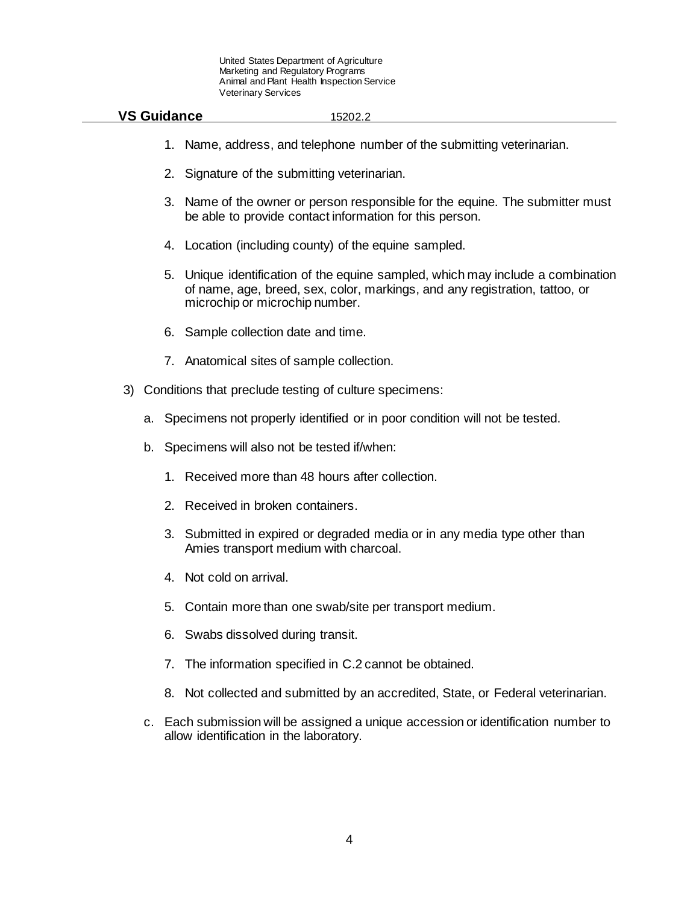1. Name, address, and telephone number of the submitting veterinarian.

2. Signature of the submitting veterinarian.

3. Name of the owner or person responsible for the equine. The submitter must be able to provide contact information for this person.

4. Location (including county) of the equine sampled.

5. Unique identification of the equine sampled, which may include a combination of name, age, breed, sex, color, markings, and any registration, tattoo, or microchip or microchip number.

6. Sample collection date and time.

7. Anatomical sites of sample collection.

3) Conditions that preclude testing of culture specimens:

   a. Specimens not properly identified or in poor condition will not be tested.

   b. Specimens will also not be tested if/when:

      1. Received more than 48 hours after collection.

      2. Received in broken containers.

      3. Submitted in expired or degraded media or in any media type other than Amies transport medium with charcoal.

      4. Not cold on arrival.

      5. Contain more than one swab/site per transport medium.

      6. Swabs dissolved during transit.

      7. The information specified in C.2 cannot be obtained.

      8. Not collected and submitted by an accredited, State, or Federal veterinarian.

   c. Each submission will be assigned a unique accession or identification number to allow identification in the laboratory.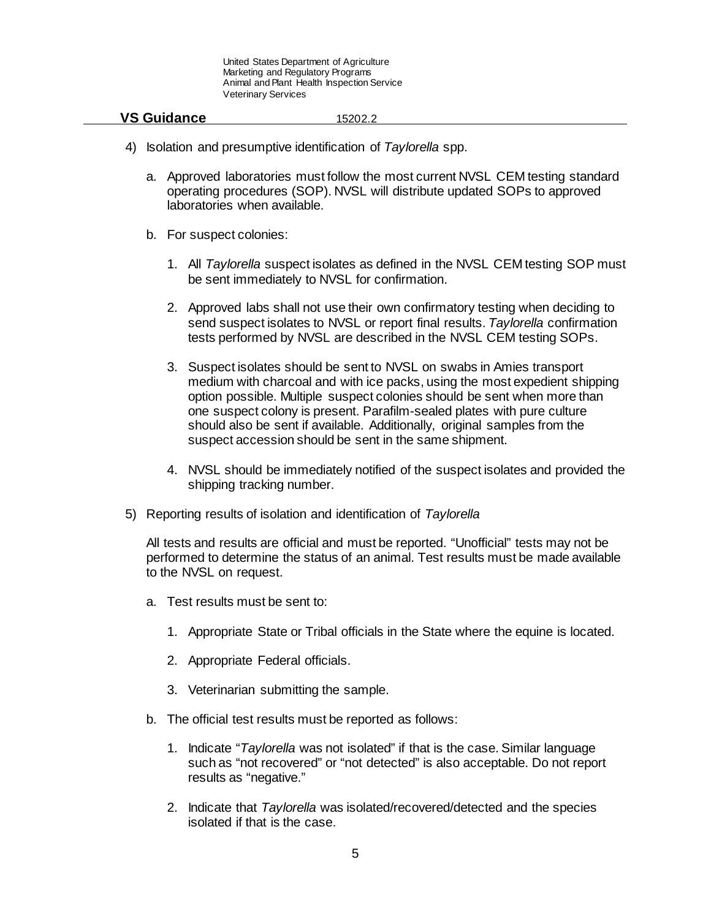4) Isolation and presumptive identification of *Taylorella* spp.

   a. Approved laboratories must follow the most current NVSL CEM testing standard operating procedures (SOP). NVSL will distribute updated SOPs to approved laboratories when available.

   b. For suspect colonies:

      1. All *Taylorella* suspect isolates as defined in the NVSL CEM testing SOP must be sent immediately to NVSL for confirmation.

      2. Approved labs shall not use their own confirmatory testing when deciding to send suspect isolates to NVSL or report final results. *Taylorella* confirmation tests performed by NVSL are described in the NVSL CEM testing SOPs.

      3. Suspect isolates should be sent to NVSL on swabs in Amies transport medium with charcoal and with ice packs, using the most expedient shipping option possible. Multiple suspect colonies should be sent when more than one suspect colony is present. Parafilm-sealed plates with pure culture should also be sent if available. Additionally, original samples from the suspect accession should be sent in the same shipment.

      4. NVSL should be immediately notified of the suspect isolates and provided the shipping tracking number.

5) Reporting results of isolation and identification of *Taylorella*

   All tests and results are official and must be reported. "Unofficial" tests may not be performed to determine the status of an animal. Test results must be made available to the NVSL on request.

   a. Test results must be sent to:

      1. Appropriate State or Tribal officials in the State where the equine is located.

      2. Appropriate Federal officials.

      3. Veterinarian submitting the sample.

   b. The official test results must be reported as follows:

      1. Indicate "*Taylorella* was not isolated" if that is the case. Similar language such as "not recovered" or "not detected" is also acceptable. Do not report results as "negative."

      2. Indicate that *Taylorella* was isolated/recovered/detected and the species isolated if that is the case.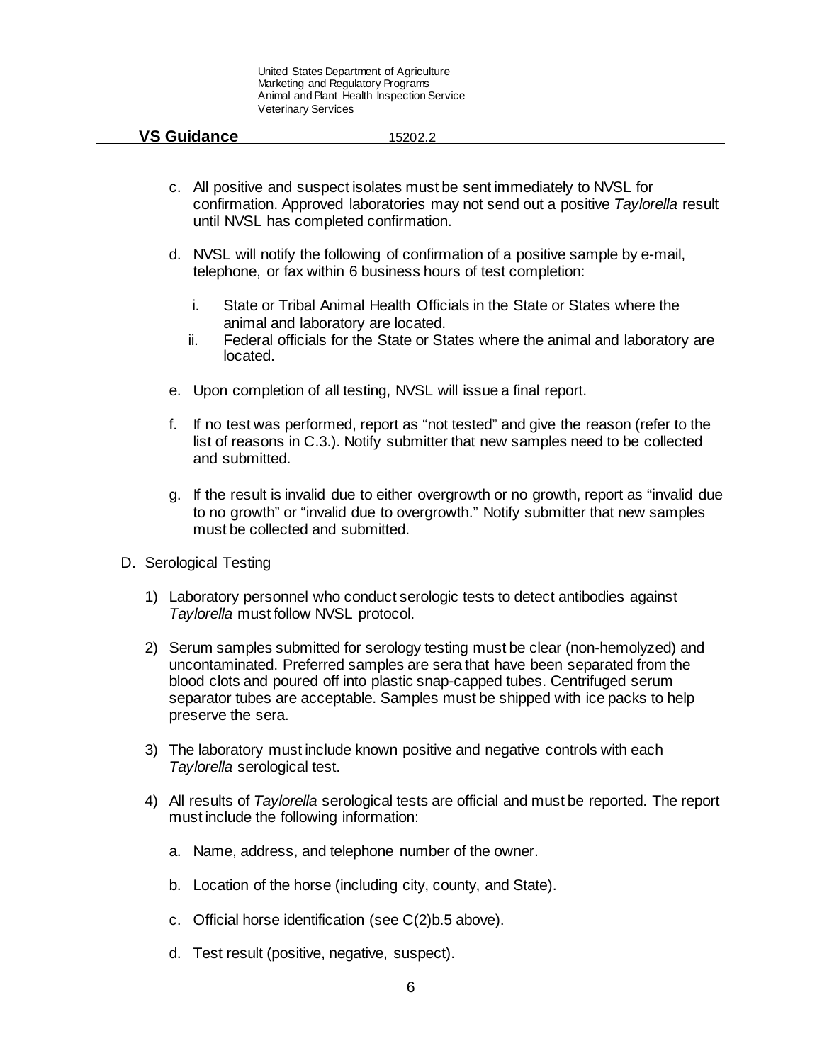c. All positive and suspect isolates must be sent immediately to NVSL for confirmation. Approved laboratories may not send out a positive *Taylorella* result until NVSL has completed confirmation.

d. NVSL will notify the following of confirmation of a positive sample by e-mail, telephone, or fax within 6 business hours of test completion:

   i. State or Tribal Animal Health Officials in the State or States where the animal and laboratory are located.
   
   ii. Federal officials for the State or States where the animal and laboratory are located.

e. Upon completion of all testing, NVSL will issue a final report.

f. If no test was performed, report as "not tested" and give the reason (refer to the list of reasons in C.3.). Notify submitter that new samples need to be collected and submitted.

g. If the result is invalid due to either overgrowth or no growth, report as "invalid due to no growth" or "invalid due to overgrowth." Notify submitter that new samples must be collected and submitted.

D. Serological Testing

1) Laboratory personnel who conduct serologic tests to detect antibodies against *Taylorella* must follow NVSL protocol.

2) Serum samples submitted for serology testing must be clear (non-hemolyzed) and uncontaminated. Preferred samples are sera that have been separated from the blood clots and poured off into plastic snap-capped tubes. Centrifuged serum separator tubes are acceptable. Samples must be shipped with ice packs to help preserve the sera.

3) The laboratory must include known positive and negative controls with each *Taylorella* serological test.

4) All results of *Taylorella* serological tests are official and must be reported. The report must include the following information:

   a. Name, address, and telephone number of the owner.

   b. Location of the horse (including city, county, and State).

   c. Official horse identification (see C(2)b.5 above).

   d. Test result (positive, negative, suspect).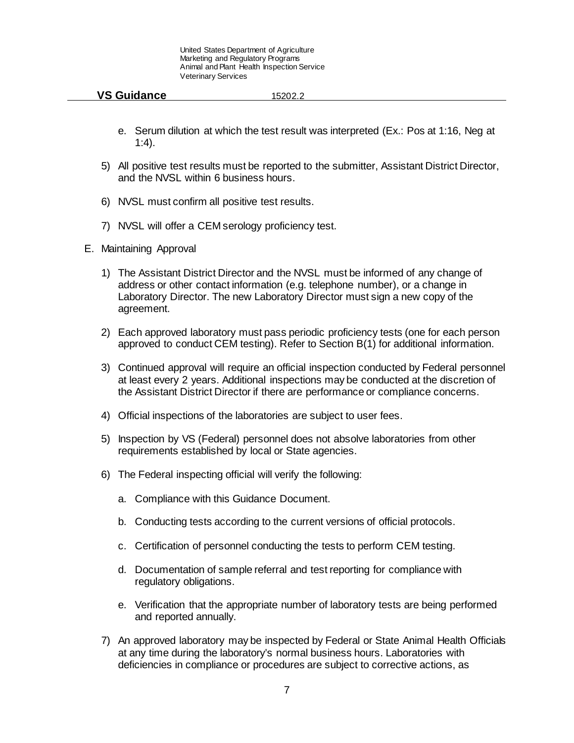e. Serum dilution at which the test result was interpreted (Ex.: Pos at 1:16, Neg at 1:4).

5) All positive test results must be reported to the submitter, Assistant District Director, and the NVSL within 6 business hours.

6) NVSL must confirm all positive test results.

7) NVSL will offer a CEM serology proficiency test.

E. Maintaining Approval

   1) The Assistant District Director and the NVSL must be informed of any change of address or other contact information (e.g. telephone number), or a change in Laboratory Director. The new Laboratory Director must sign a new copy of the agreement.

   2) Each approved laboratory must pass periodic proficiency tests (one for each person approved to conduct CEM testing). Refer to Section B(1) for additional information.

   3) Continued approval will require an official inspection conducted by Federal personnel at least every 2 years. Additional inspections may be conducted at the discretion of the Assistant District Director if there are performance or compliance concerns.

   4) Official inspections of the laboratories are subject to user fees.

   5) Inspection by VS (Federal) personnel does not absolve laboratories from other requirements established by local or State agencies.

   6) The Federal inspecting official will verify the following:

      a. Compliance with this Guidance Document.

      b. Conducting tests according to the current versions of official protocols.

      c. Certification of personnel conducting the tests to perform CEM testing.

      d. Documentation of sample referral and test reporting for compliance with regulatory obligations.

      e. Verification that the appropriate number of laboratory tests are being performed and reported annually.

   7) An approved laboratory may be inspected by Federal or State Animal Health Officials at any time during the laboratory's normal business hours. Laboratories with deficiencies in compliance or procedures are subject to corrective actions, as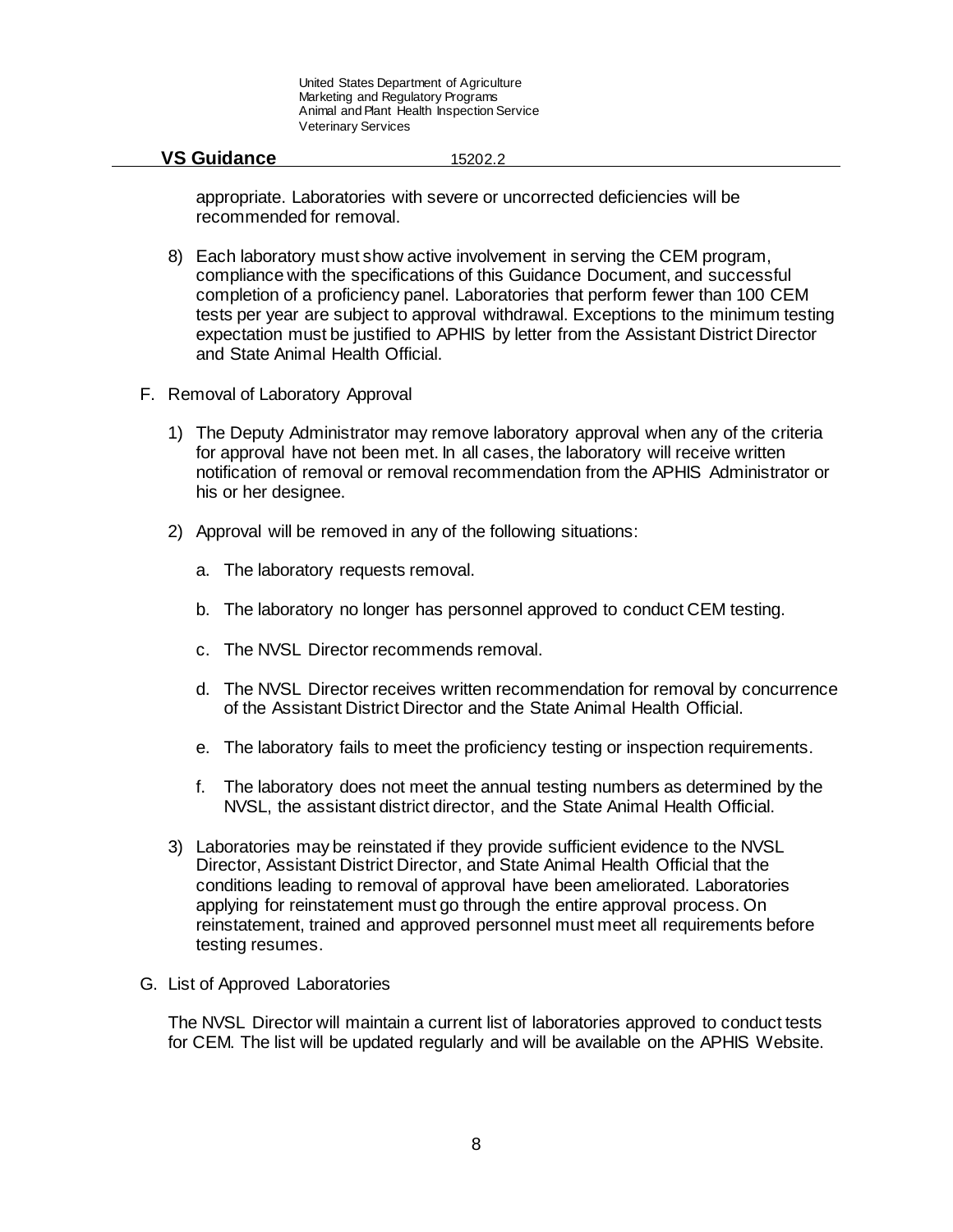appropriate. Laboratories with severe or uncorrected deficiencies will be recommended for removal.

8) Each laboratory must show active involvement in serving the CEM program, compliance with the specifications of this Guidance Document, and successful completion of a proficiency panel. Laboratories that perform fewer than 100 CEM tests per year are subject to approval withdrawal. Exceptions to the minimum testing expectation must be justified to APHIS by letter from the Assistant District Director and State Animal Health Official.

F. Removal of Laboratory Approval

1) The Deputy Administrator may remove laboratory approval when any of the criteria for approval have not been met. In all cases, the laboratory will receive written notification of removal or removal recommendation from the APHIS Administrator or his or her designee.

2) Approval will be removed in any of the following situations:

   a. The laboratory requests removal.

   b. The laboratory no longer has personnel approved to conduct CEM testing.

   c. The NVSL Director recommends removal.

   d. The NVSL Director receives written recommendation for removal by concurrence of the Assistant District Director and the State Animal Health Official.

   e. The laboratory fails to meet the proficiency testing or inspection requirements.

   f. The laboratory does not meet the annual testing numbers as determined by the NVSL, the assistant district director, and the State Animal Health Official.

3) Laboratories may be reinstated if they provide sufficient evidence to the NVSL Director, Assistant District Director, and State Animal Health Official that the conditions leading to removal of approval have been ameliorated. Laboratories applying for reinstatement must go through the entire approval process. On reinstatement, trained and approved personnel must meet all requirements before testing resumes.

G. List of Approved Laboratories

The NVSL Director will maintain a current list of laboratories approved to conduct tests for CEM. The list will be updated regularly and will be available on the APHIS Website.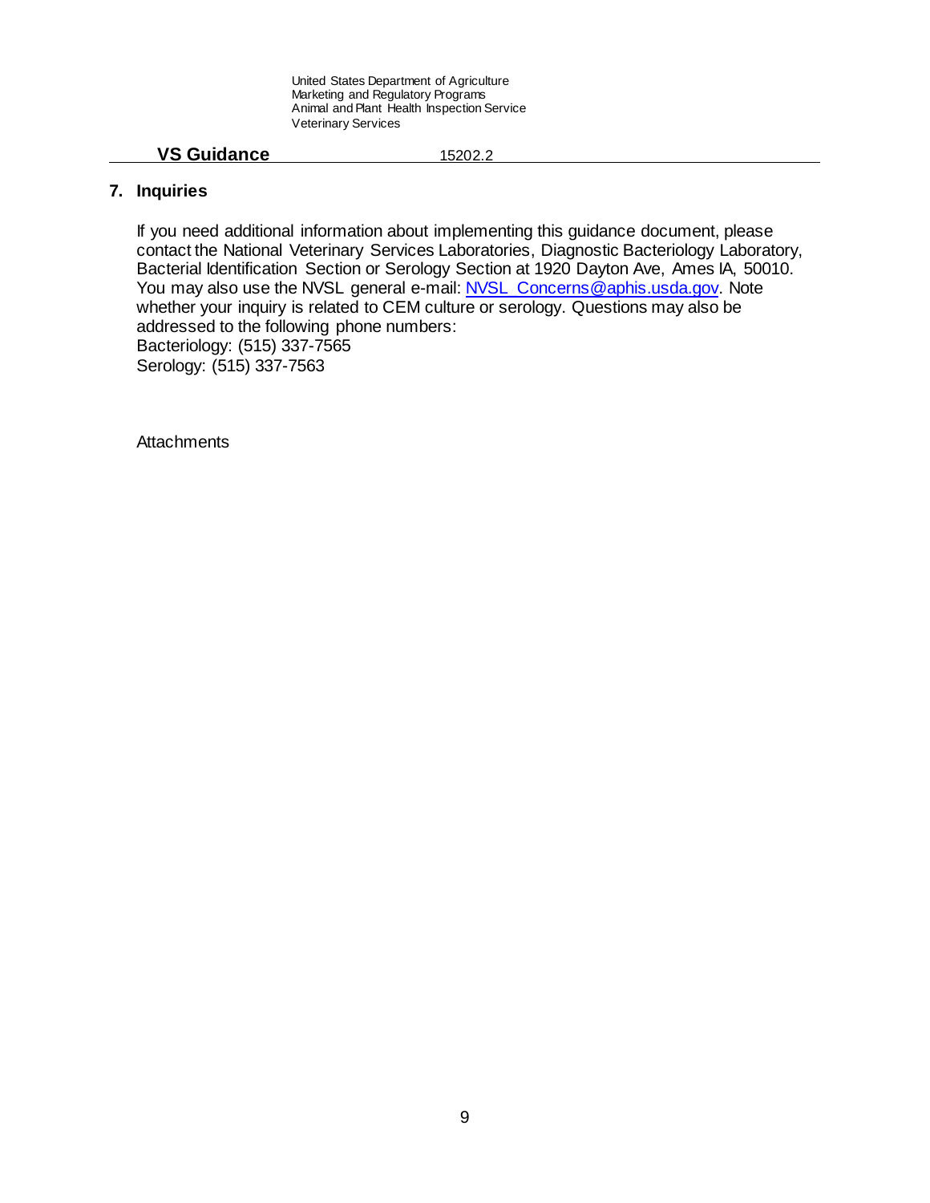## 7. Inquiries

If you need additional information about implementing this guidance document, please contact the National Veterinary Services Laboratories, Diagnostic Bacteriology Laboratory, Bacterial Identification Section or Serology Section at 1920 Dayton Ave, Ames IA, 50010. You may also use the NVSL general e-mail: NVSL_Concerns@aphis.usda.gov. Note whether your inquiry is related to CEM culture or serology. Questions may also be addressed to the following phone numbers:
Bacteriology: (515) 337-7565
Serology: (515) 337-7563

Attachments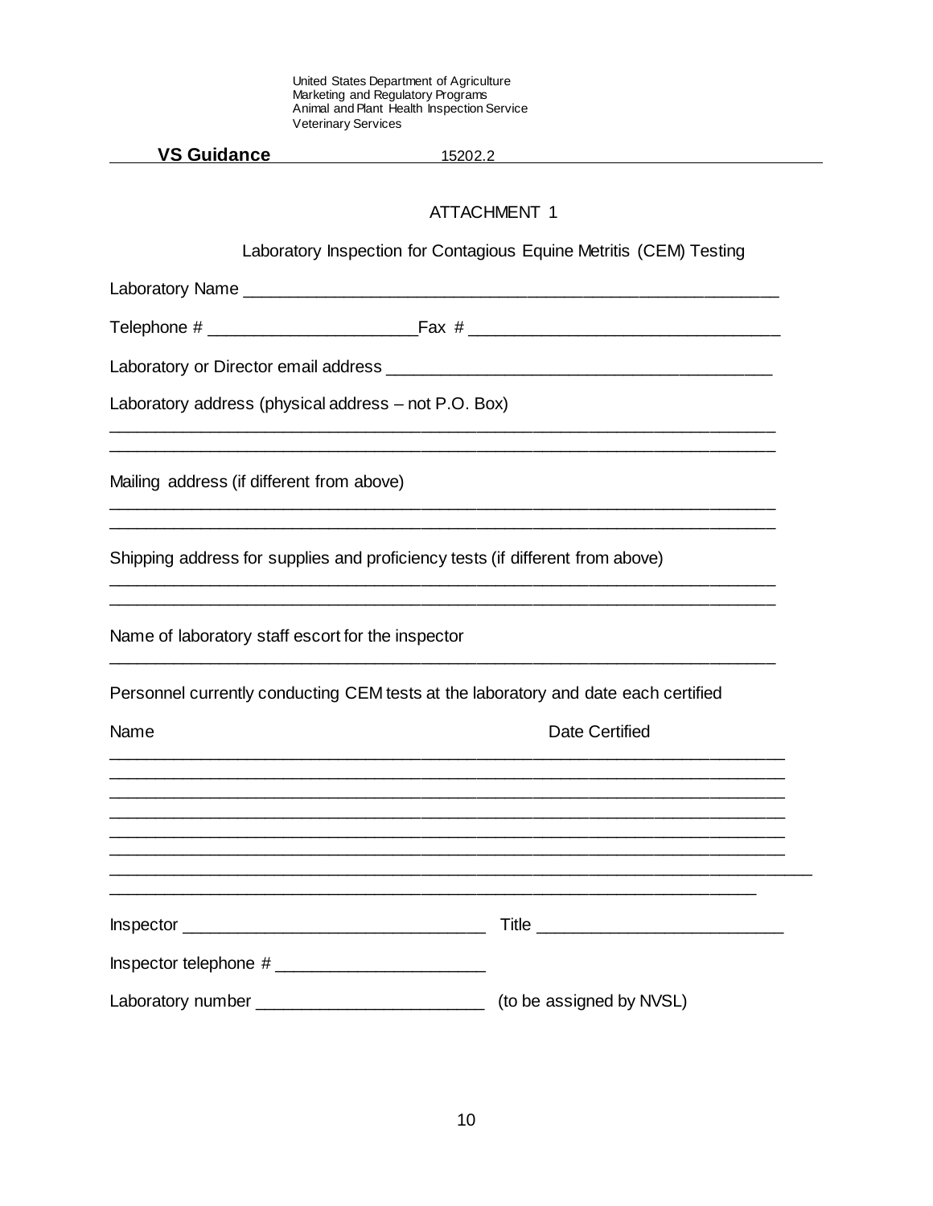United States Department of Agriculture
Marketing and Regulatory Programs
Animal and Plant Health Inspection Service
Veterinary Services

**VS Guidance** 15202.2

## ATTACHMENT 1

### Laboratory Inspection for Contagious Equine Metritis (CEM) Testing

Laboratory Name ___________________________________________________________

Telephone # ______________________Fax # _________________________________

Laboratory or Director email address ________________________________________

Laboratory address (physical address – not P.O. Box)

__________________________________________________________________________
__________________________________________________________________________

Mailing address (if different from above)

__________________________________________________________________________
__________________________________________________________________________

Shipping address for supplies and proficiency tests (if different from above)

__________________________________________________________________________
__________________________________________________________________________

Name of laboratory staff escort for the inspector

__________________________________________________________________________

Personnel currently conducting CEM tests at the laboratory and date each certified

| Name | Date Certified |
|---|---|
| | |
| | |
| | |
| | |
| | |
| | |
| | |
| | |

Inspector ________________________________ Title __________________________

Inspector telephone # ______________________

Laboratory number ________________________ (to be assigned by NVSL)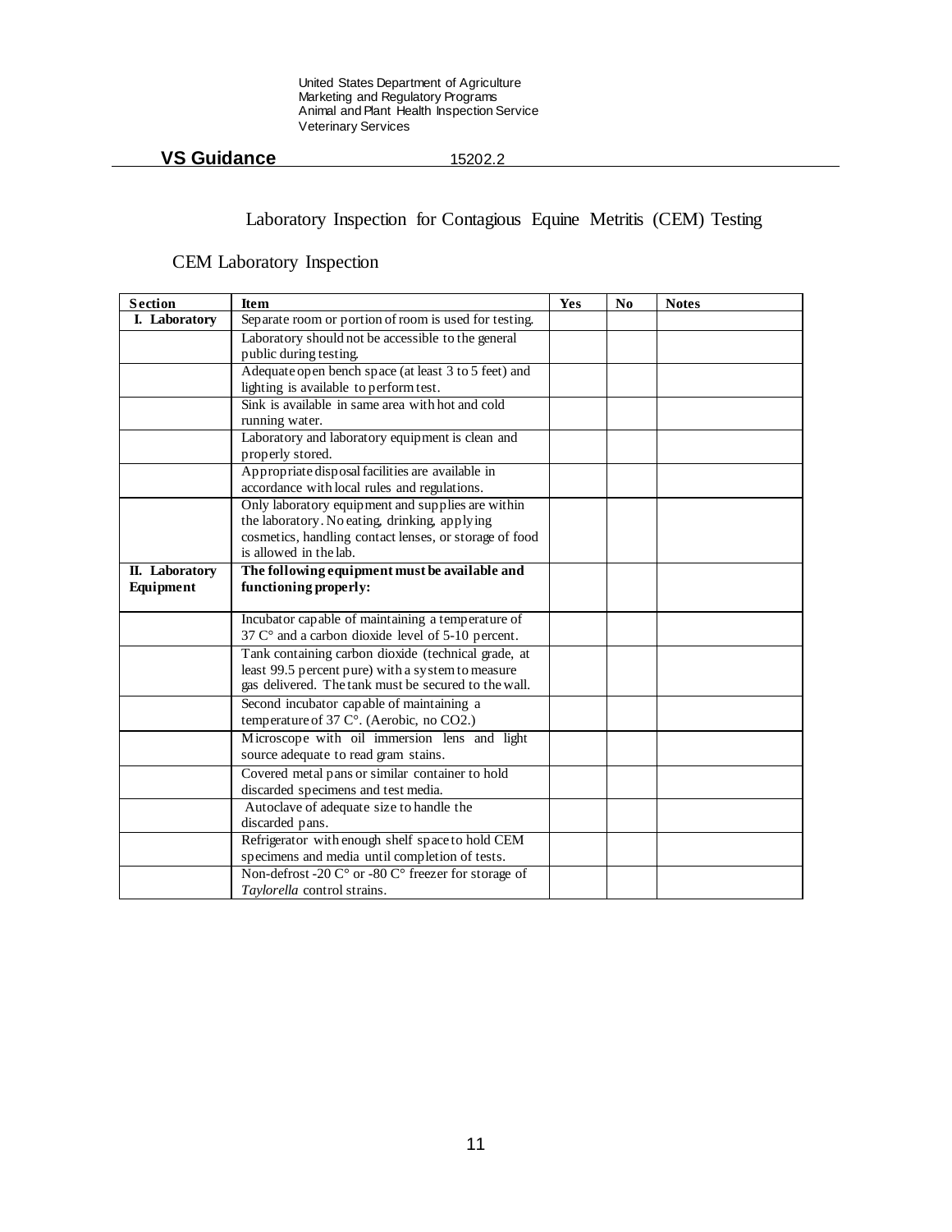United States Department of Agriculture
Marketing and Regulatory Programs
Animal and Plant Health Inspection Service
Veterinary Services

**VS Guidance** 15202.2

# Laboratory Inspection for Contagious Equine Metritis (CEM) Testing

## CEM Laboratory Inspection

| Section | Item | Yes | No | Notes |
|---|---|---|---|---|
| **I. Laboratory** | Separate room or portion of room is used for testing. | | | |
| | Laboratory should not be accessible to the general public during testing. | | | |
| | Adequate open bench space (at least 3 to 5 feet) and lighting is available to perform test. | | | |
| | Sink is available in same area with hot and cold running water. | | | |
| | Laboratory and laboratory equipment is clean and properly stored. | | | |
| | Appropriate disposal facilities are available in accordance with local rules and regulations. | | | |
| | Only laboratory equipment and supplies are within the laboratory. No eating, drinking, applying cosmetics, handling contact lenses, or storage of food is allowed in the lab. | | | |
| **II. Laboratory Equipment** | **The following equipment must be available and functioning properly:** | | | |
| | Incubator capable of maintaining a temperature of 37 C° and a carbon dioxide level of 5-10 percent. | | | |
| | Tank containing carbon dioxide (technical grade, at least 99.5 percent pure) with a system to measure gas delivered. The tank must be secured to the wall. | | | |
| | Second incubator capable of maintaining a temperature of 37 C°. (Aerobic, no $CO_2$.) | | | |
| | Microscope with oil immersion lens and light source adequate to read gram stains. | | | |
| | Covered metal pans or similar container to hold discarded specimens and test media. | | | |
| | Autoclave of adequate size to handle the discarded pans. | | | |
| | Refrigerator with enough shelf space to hold CEM specimens and media until completion of tests. | | | |
| | Non-defrost -20 C° or -80 C° freezer for storage of *Taylorella* control strains. | | | |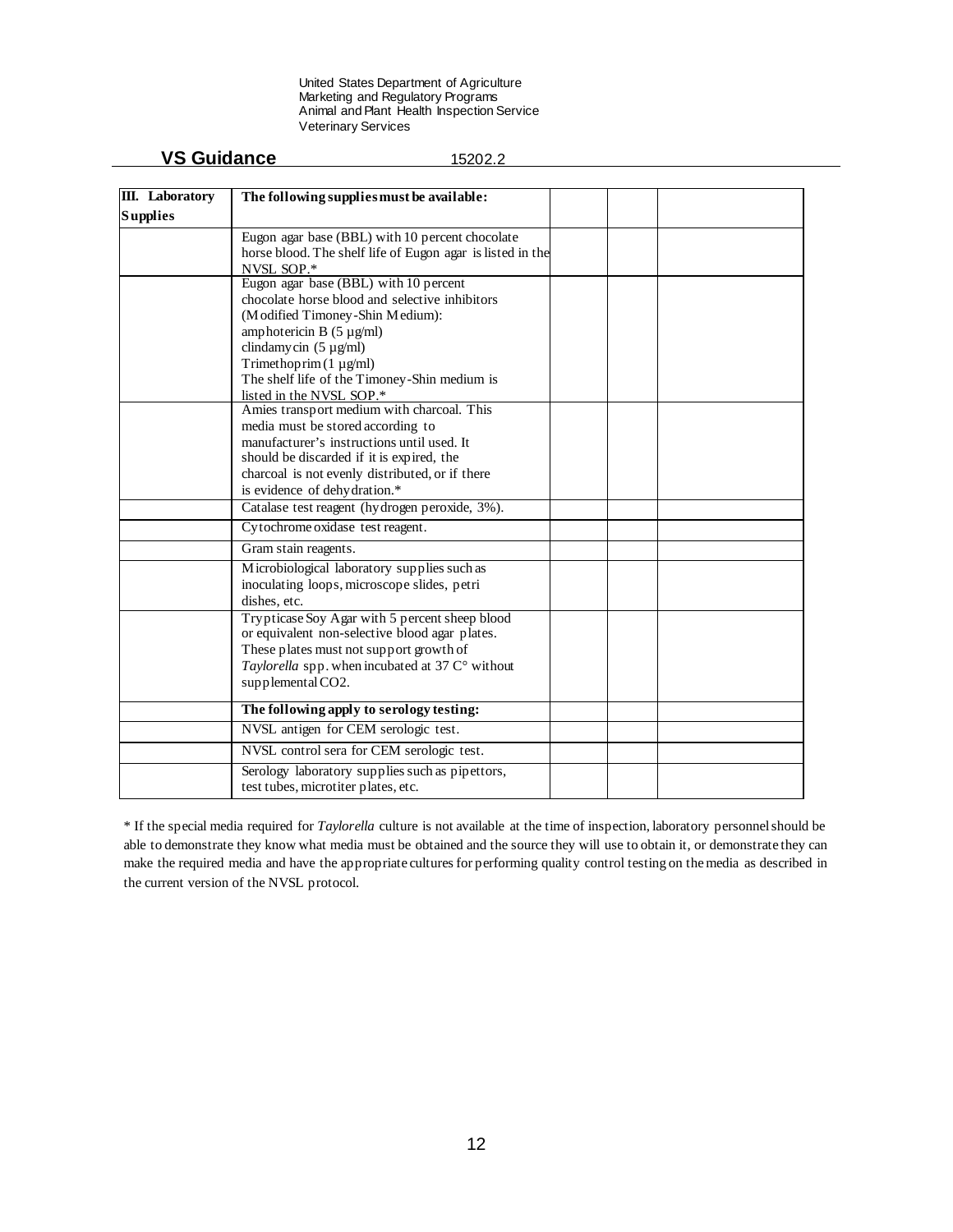| III. Laboratory Supplies | The following supplies must be available: | | | |
|---|---|---|---|---|
| | Eugon agar base (BBL) with 10 percent chocolate horse blood. The shelf life of Eugon agar is listed in the NVSL SOP.* | | | |
| | Eugon agar base (BBL) with 10 percent chocolate horse blood and selective inhibitors (Modified Timoney-Shin Medium): amphotericin B (5 µg/ml) clindamycin (5 µg/ml) Trimethoprim (1 µg/ml) The shelf life of the Timoney-Shin medium is listed in the NVSL SOP.* | | | |
| | Amies transport medium with charcoal. This media must be stored according to manufacturer's instructions until used. It should be discarded if it is expired, the charcoal is not evenly distributed, or if there is evidence of dehydration.* | | | |
| | Catalase test reagent (hydrogen peroxide, 3%). | | | |
| | Cytochrome oxidase test reagent. | | | |
| | Gram stain reagents. | | | |
| | Microbiological laboratory supplies such as inoculating loops, microscope slides, petri dishes, etc. | | | |
| | Trypticase Soy Agar with 5 percent sheep blood or equivalent non-selective blood agar plates. These plates must not support growth of *Taylorella* spp. when incubated at 37 C° without supplemental $CO_2$. | | | |
| | **The following apply to serology testing:** | | | |
| | NVSL antigen for CEM serologic test. | | | |
| | NVSL control sera for CEM serologic test. | | | |
| | Serology laboratory supplies such as pipettors, test tubes, microtiter plates, etc. | | | |

* If the special media required for *Taylorella* culture is not available at the time of inspection, laboratory personnel should be able to demonstrate they know what media must be obtained and the source they will use to obtain it, or demonstrate they can make the required media and have the appropriate cultures for performing quality control testing on the media as described in the current version of the NVSL protocol.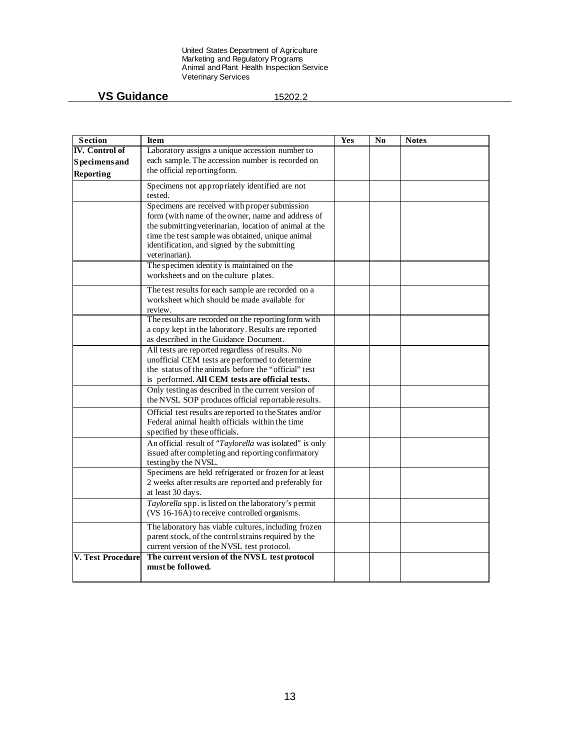| Section | Item | Yes | No | Notes |
|---|---|---|---|---|
| **IV. Control of Specimens and Reporting** | Laboratory assigns a unique accession number to each sample. The accession number is recorded on the official reporting form. | | | |
| | Specimens not appropriately identified are not tested. | | | |
| | Specimens are received with proper submission form (with name of the owner, name and address of the submitting veterinarian, location of animal at the time the test sample was obtained, unique animal identification, and signed by the submitting veterinarian). | | | |
| | The specimen identity is maintained on the worksheets and on the culture plates. | | | |
| | The test results for each sample are recorded on a worksheet which should be made available for review. | | | |
| | The results are recorded on the reporting form with a copy kept in the laboratory. Results are reported as described in the Guidance Document. | | | |
| | All tests are reported regardless of results. No unofficial CEM tests are performed to determine the status of the animals before the "official" test is performed. **All CEM tests are official tests.** | | | |
| | Only testing as described in the current version of the NVSL SOP produces official reportable results. | | | |
| | Official test results are reported to the States and/or Federal animal health officials within the time specified by these officials. | | | |
| | An official result of "*Taylorella* was isolated" is only issued after completing and reporting confirmatory testing by the NVSL. | | | |
| | Specimens are held refrigerated or frozen for at least 2 weeks after results are reported and preferably for at least 30 days. | | | |
| | *Taylorella* spp. is listed on the laboratory's permit (VS 16-16A) to receive controlled organisms. | | | |
| | The laboratory has viable cultures, including frozen parent stock, of the control strains required by the current version of the NVSL test protocol. | | | |
| **V. Test Procedure** | **The current version of the NVSL test protocol must be followed.** | | | |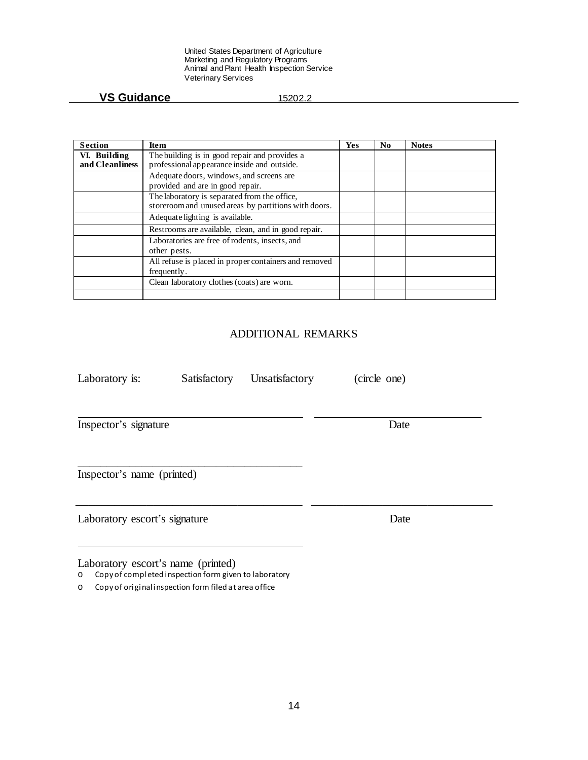| Section | Item | Yes | No | Notes |
|---|---|---|---|---|
| VI. Building and Cleanliness | The building is in good repair and provides a professional appearance inside and outside. | | | |
| | Adequate doors, windows, and screens are provided and are in good repair. | | | |
| | The laboratory is separated from the office, storeroom and unused areas by partitions with doors. | | | |
| | Adequate lighting is available. | | | |
| | Restrooms are available, clean, and in good repair. | | | |
| | Laboratories are free of rodents, insects, and other pests. | | | |
| | All refuse is placed in proper containers and removed frequently. | | | |
| | Clean laboratory clothes (coats) are worn. | | | |
| | | | | |

## ADDITIONAL REMARKS

Laboratory is: Satisfactory Unsatisfactory (circle one)

\_\_\_\_\_\_\_\_\_\_\_\_\_\_\_\_\_\_\_\_\_\_\_\_\_\_\_\_\_\_\_\_\_\_\_\_\_\_ \_\_\_\_\_\_\_\_\_\_\_\_\_\_\_\_\_\_\_\_\_\_\_\_\_\_\_\_

Inspector's signature Date

\_\_\_\_\_\_\_\_\_\_\_\_\_\_\_\_\_\_\_\_\_\_\_\_\_\_\_\_\_\_\_\_\_\_\_\_\_\_

Inspector's name (printed)

\_\_\_\_\_\_\_\_\_\_\_\_\_\_\_\_\_\_\_\_\_\_\_\_\_\_\_\_\_\_\_\_\_\_\_\_\_\_ \_\_\_\_\_\_\_\_\_\_\_\_\_\_\_\_\_\_\_\_\_\_\_\_\_\_\_\_

Laboratory escort's signature Date

\_\_\_\_\_\_\_\_\_\_\_\_\_\_\_\_\_\_\_\_\_\_\_\_\_\_\_\_\_\_\_\_\_\_\_\_\_\_

Laboratory escort's name (printed)

- Copy of completed inspection form given to laboratory
- Copy of original inspection form filed at area office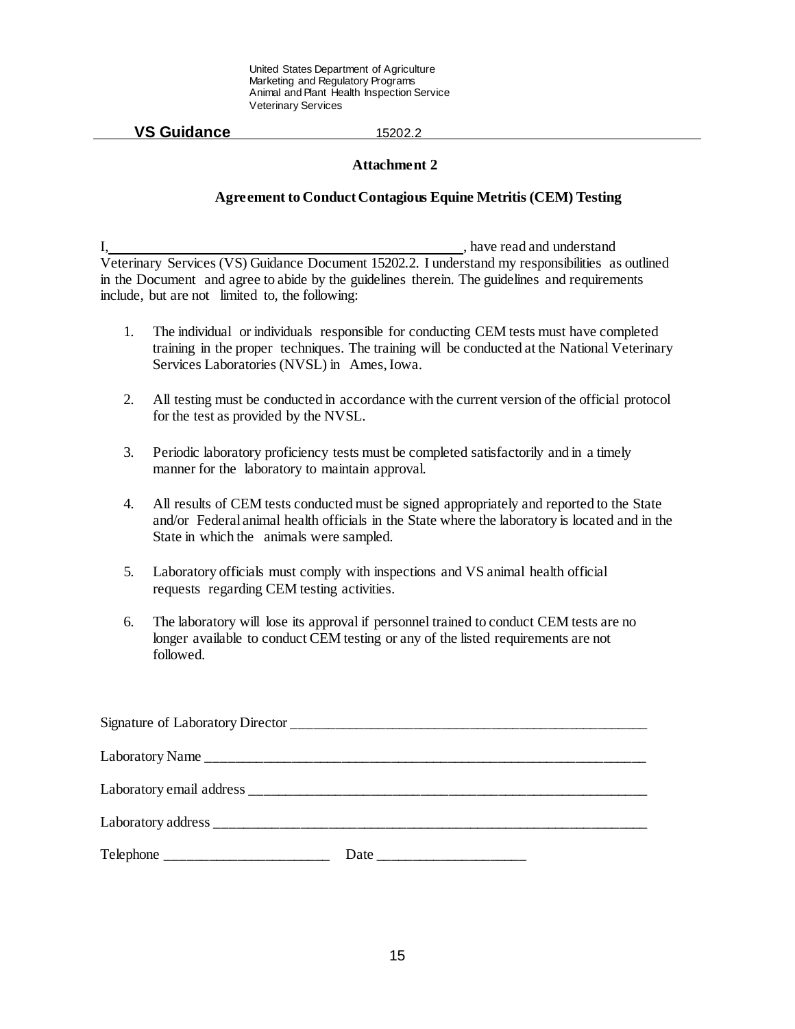United States Department of Agriculture
Marketing and Regulatory Programs
Animal and Plant Health Inspection Service
Veterinary Services

**VS Guidance** 15202.2

**Attachment 2**

**Agreement to Conduct Contagious Equine Metritis (CEM) Testing**

I,\_\_\_\_\_\_\_\_\_\_\_\_\_\_\_\_\_\_\_\_\_\_\_\_\_\_\_\_\_\_\_\_\_\_\_\_\_\_\_\_\_\_\_\_, have read and understand Veterinary Services (VS) Guidance Document 15202.2. I understand my responsibilities as outlined in the Document and agree to abide by the guidelines therein. The guidelines and requirements include, but are not limited to, the following:

1. The individual or individuals responsible for conducting CEM tests must have completed training in the proper techniques. The training will be conducted at the National Veterinary Services Laboratories (NVSL) in Ames, Iowa.

2. All testing must be conducted in accordance with the current version of the official protocol for the test as provided by the NVSL.

3. Periodic laboratory proficiency tests must be completed satisfactorily and in a timely manner for the laboratory to maintain approval.

4. All results of CEM tests conducted must be signed appropriately and reported to the State and/or Federal animal health officials in the State where the laboratory is located and in the State in which the animals were sampled.

5. Laboratory officials must comply with inspections and VS animal health official requests regarding CEM testing activities.

6. The laboratory will lose its approval if personnel trained to conduct CEM tests are no longer available to conduct CEM testing or any of the listed requirements are not followed.

Signature of Laboratory Director \_\_\_\_\_\_\_\_\_\_\_\_\_\_\_\_\_\_\_\_\_\_\_\_\_\_\_\_\_\_\_\_\_\_\_\_\_\_\_\_\_\_\_\_\_\_\_\_

Laboratory Name \_\_\_\_\_\_\_\_\_\_\_\_\_\_\_\_\_\_\_\_\_\_\_\_\_\_\_\_\_\_\_\_\_\_\_\_\_\_\_\_\_\_\_\_\_\_\_\_\_\_\_\_\_\_\_\_\_\_\_\_

Laboratory email address \_\_\_\_\_\_\_\_\_\_\_\_\_\_\_\_\_\_\_\_\_\_\_\_\_\_\_\_\_\_\_\_\_\_\_\_\_\_\_\_\_\_\_\_\_\_\_\_\_\_\_\_\_\_

Laboratory address \_\_\_\_\_\_\_\_\_\_\_\_\_\_\_\_\_\_\_\_\_\_\_\_\_\_\_\_\_\_\_\_\_\_\_\_\_\_\_\_\_\_\_\_\_\_\_\_\_\_\_\_\_\_\_\_\_\_\_\_

Telephone \_\_\_\_\_\_\_\_\_\_\_\_\_\_\_\_\_\_\_\_\_\_\_ Date \_\_\_\_\_\_\_\_\_\_\_\_\_\_\_\_\_\_\_\_